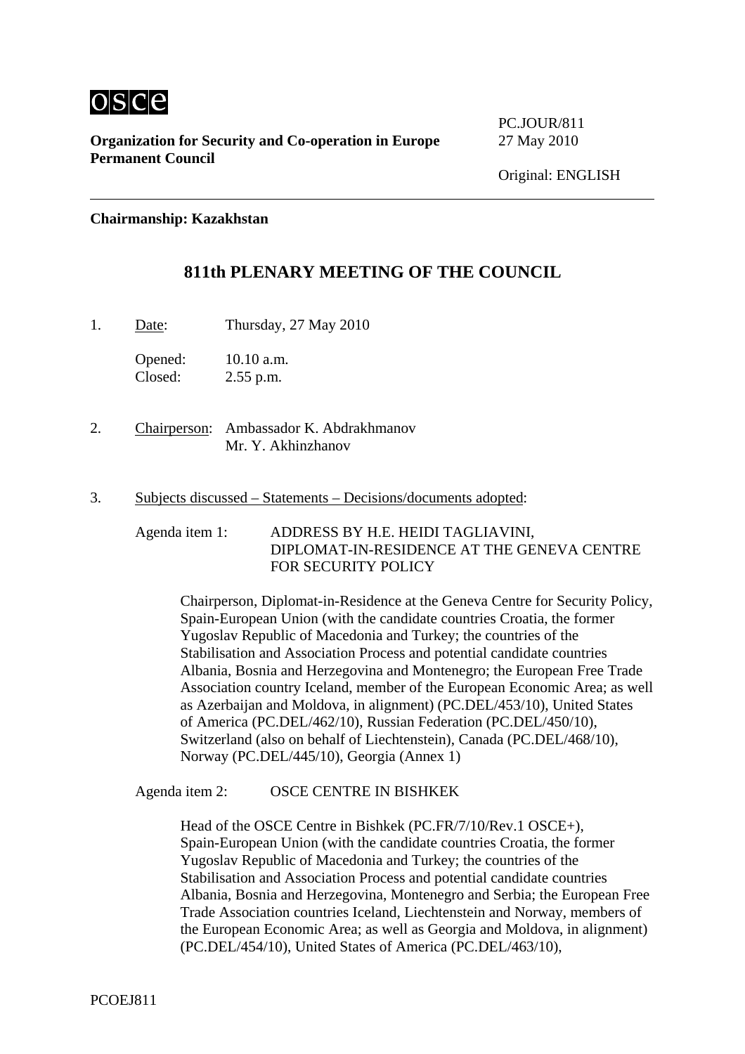OSCE

**Organization for Security and Co-operation in Europe**
**Permanent Council**

PC.JOUR/811
27 May 2010

Original: ENGLISH

---

**Chairmanship: Kazakhstan**

## 811th PLENARY MEETING OF THE COUNCIL

1. Date: Thursday, 27 May 2010

   Opened: 10.10 a.m.
   Closed: 2.55 p.m.

2. Chairperson: Ambassador K. Abdrakhmanov
   Mr. Y. Akhinzhanov

3. Subjects discussed – Statements – Decisions/documents adopted:

   Agenda item 1: ADDRESS BY H.E. HEIDI TAGLIAVINI, DIPLOMAT-IN-RESIDENCE AT THE GENEVA CENTRE FOR SECURITY POLICY

   Chairperson, Diplomat-in-Residence at the Geneva Centre for Security Policy, Spain-European Union (with the candidate countries Croatia, the former Yugoslav Republic of Macedonia and Turkey; the countries of the Stabilisation and Association Process and potential candidate countries Albania, Bosnia and Herzegovina and Montenegro; the European Free Trade Association country Iceland, member of the European Economic Area; as well as Azerbaijan and Moldova, in alignment) (PC.DEL/453/10), United States of America (PC.DEL/462/10), Russian Federation (PC.DEL/450/10), Switzerland (also on behalf of Liechtenstein), Canada (PC.DEL/468/10), Norway (PC.DEL/445/10), Georgia (Annex 1)

   Agenda item 2: OSCE CENTRE IN BISHKEK

   Head of the OSCE Centre in Bishkek (PC.FR/7/10/Rev.1 OSCE+), Spain-European Union (with the candidate countries Croatia, the former Yugoslav Republic of Macedonia and Turkey; the countries of the Stabilisation and Association Process and potential candidate countries Albania, Bosnia and Herzegovina, Montenegro and Serbia; the European Free Trade Association countries Iceland, Liechtenstein and Norway, members of the European Economic Area; as well as Georgia and Moldova, in alignment) (PC.DEL/454/10), United States of America (PC.DEL/463/10),

PCOEJ811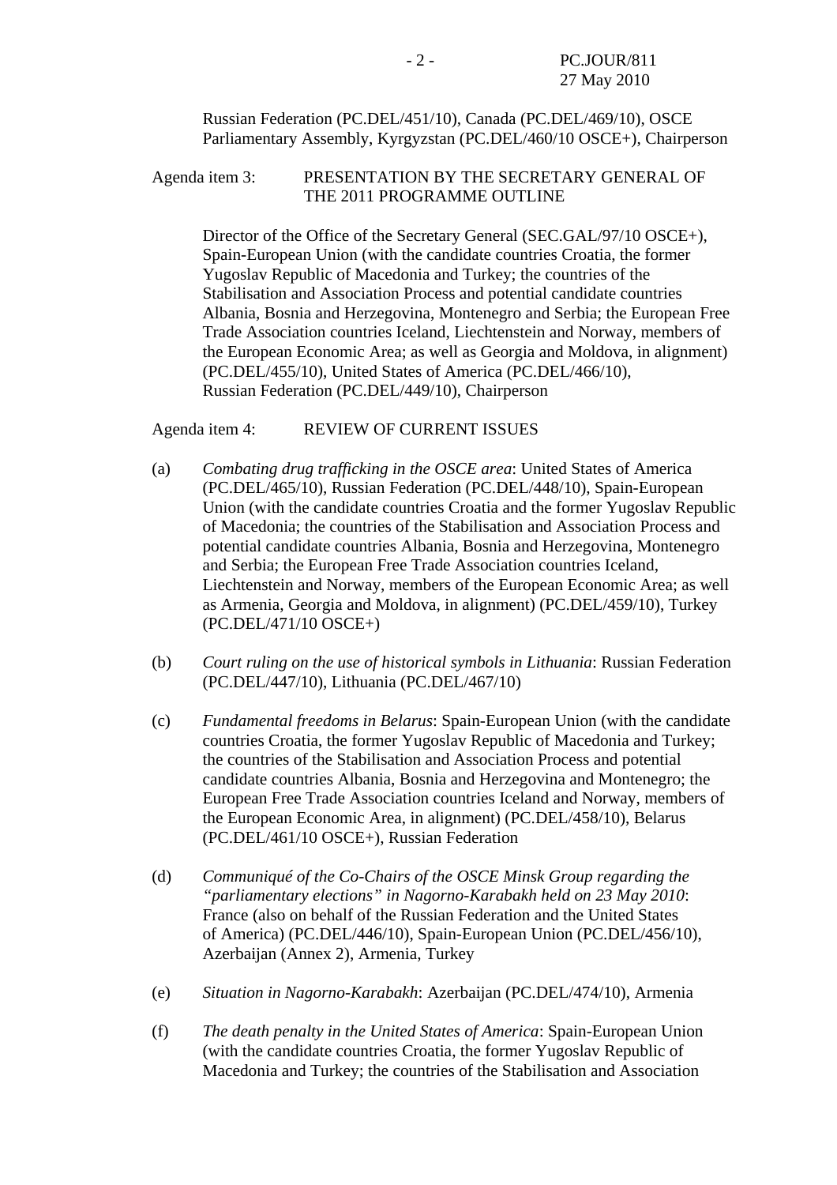Russian Federation (PC.DEL/451/10), Canada (PC.DEL/469/10), OSCE Parliamentary Assembly, Kyrgyzstan (PC.DEL/460/10 OSCE+), Chairperson

Agenda item 3: PRESENTATION BY THE SECRETARY GENERAL OF THE 2011 PROGRAMME OUTLINE

Director of the Office of the Secretary General (SEC.GAL/97/10 OSCE+), Spain-European Union (with the candidate countries Croatia, the former Yugoslav Republic of Macedonia and Turkey; the countries of the Stabilisation and Association Process and potential candidate countries Albania, Bosnia and Herzegovina, Montenegro and Serbia; the European Free Trade Association countries Iceland, Liechtenstein and Norway, members of the European Economic Area; as well as Georgia and Moldova, in alignment) (PC.DEL/455/10), United States of America (PC.DEL/466/10), Russian Federation (PC.DEL/449/10), Chairperson

Agenda item 4: REVIEW OF CURRENT ISSUES

(a) *Combating drug trafficking in the OSCE area*: United States of America (PC.DEL/465/10), Russian Federation (PC.DEL/448/10), Spain-European Union (with the candidate countries Croatia and the former Yugoslav Republic of Macedonia; the countries of the Stabilisation and Association Process and potential candidate countries Albania, Bosnia and Herzegovina, Montenegro and Serbia; the European Free Trade Association countries Iceland, Liechtenstein and Norway, members of the European Economic Area; as well as Armenia, Georgia and Moldova, in alignment) (PC.DEL/459/10), Turkey (PC.DEL/471/10 OSCE+)

(b) *Court ruling on the use of historical symbols in Lithuania*: Russian Federation (PC.DEL/447/10), Lithuania (PC.DEL/467/10)

(c) *Fundamental freedoms in Belarus*: Spain-European Union (with the candidate countries Croatia, the former Yugoslav Republic of Macedonia and Turkey; the countries of the Stabilisation and Association Process and potential candidate countries Albania, Bosnia and Herzegovina and Montenegro; the European Free Trade Association countries Iceland and Norway, members of the European Economic Area, in alignment) (PC.DEL/458/10), Belarus (PC.DEL/461/10 OSCE+), Russian Federation

(d) *Communiqué of the Co-Chairs of the OSCE Minsk Group regarding the "parliamentary elections" in Nagorno-Karabakh held on 23 May 2010*: France (also on behalf of the Russian Federation and the United States of America) (PC.DEL/446/10), Spain-European Union (PC.DEL/456/10), Azerbaijan (Annex 2), Armenia, Turkey

(e) *Situation in Nagorno-Karabakh*: Azerbaijan (PC.DEL/474/10), Armenia

(f) *The death penalty in the United States of America*: Spain-European Union (with the candidate countries Croatia, the former Yugoslav Republic of Macedonia and Turkey; the countries of the Stabilisation and Association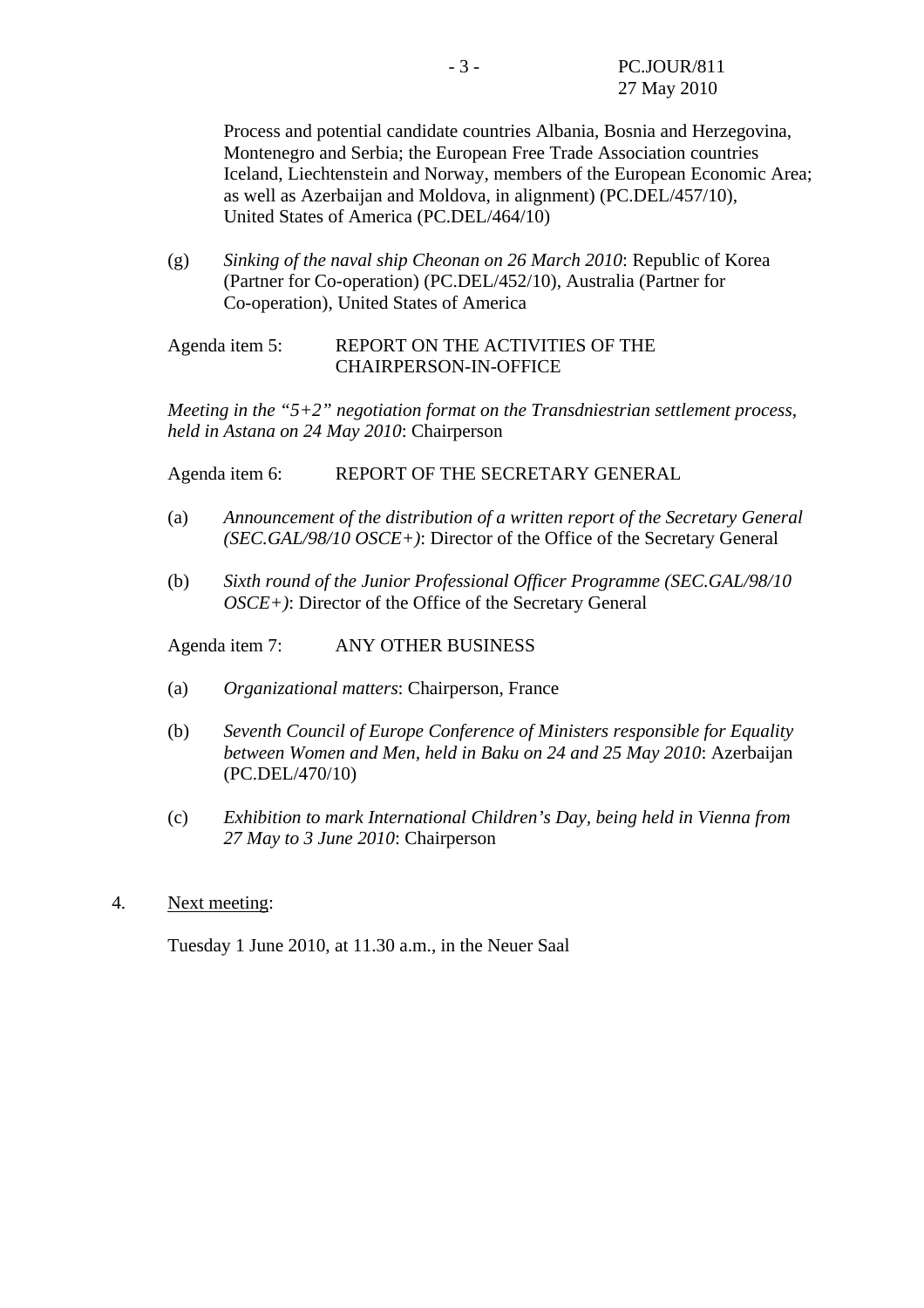Process and potential candidate countries Albania, Bosnia and Herzegovina, Montenegro and Serbia; the European Free Trade Association countries Iceland, Liechtenstein and Norway, members of the European Economic Area; as well as Azerbaijan and Moldova, in alignment) (PC.DEL/457/10), United States of America (PC.DEL/464/10)

(g) *Sinking of the naval ship Cheonan on 26 March 2010*: Republic of Korea (Partner for Co-operation) (PC.DEL/452/10), Australia (Partner for Co-operation), United States of America

Agenda item 5: REPORT ON THE ACTIVITIES OF THE CHAIRPERSON-IN-OFFICE

*Meeting in the "5+2" negotiation format on the Transdniestrian settlement process, held in Astana on 24 May 2010*: Chairperson

Agenda item 6: REPORT OF THE SECRETARY GENERAL

(a) *Announcement of the distribution of a written report of the Secretary General (SEC.GAL/98/10 OSCE+)*: Director of the Office of the Secretary General

(b) *Sixth round of the Junior Professional Officer Programme (SEC.GAL/98/10 OSCE+)*: Director of the Office of the Secretary General

Agenda item 7: ANY OTHER BUSINESS

(a) *Organizational matters*: Chairperson, France

(b) *Seventh Council of Europe Conference of Ministers responsible for Equality between Women and Men, held in Baku on 24 and 25 May 2010*: Azerbaijan (PC.DEL/470/10)

(c) *Exhibition to mark International Children's Day, being held in Vienna from 27 May to 3 June 2010*: Chairperson

4. Next meeting:

Tuesday 1 June 2010, at 11.30 a.m., in the Neuer Saal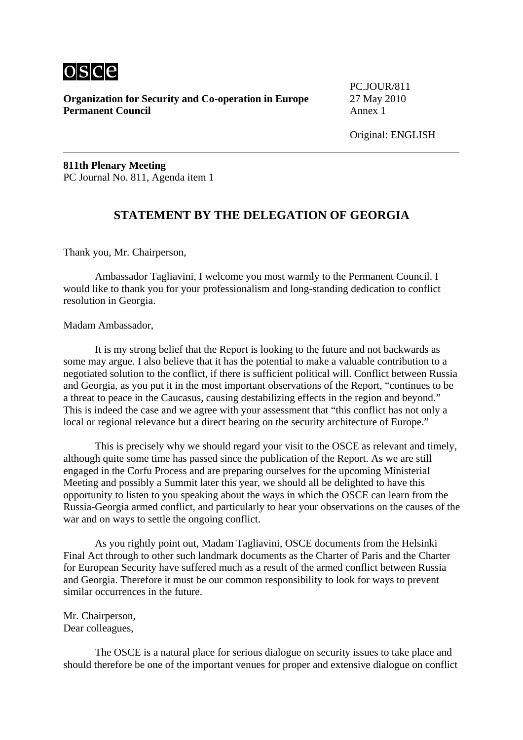osce

**Organization for Security and Co-operation in Europe**
**Permanent Council**

PC.JOUR/811
27 May 2010
Annex 1

Original: ENGLISH

---

**811th Plenary Meeting**
PC Journal No. 811, Agenda item 1

## STATEMENT BY THE DELEGATION OF GEORGIA

Thank you, Mr. Chairperson,

Ambassador Tagliavini, I welcome you most warmly to the Permanent Council. I would like to thank you for your professionalism and long-standing dedication to conflict resolution in Georgia.

Madam Ambassador,

It is my strong belief that the Report is looking to the future and not backwards as some may argue. I also believe that it has the potential to make a valuable contribution to a negotiated solution to the conflict, if there is sufficient political will. Conflict between Russia and Georgia, as you put it in the most important observations of the Report, "continues to be a threat to peace in the Caucasus, causing destabilizing effects in the region and beyond." This is indeed the case and we agree with your assessment that "this conflict has not only a local or regional relevance but a direct bearing on the security architecture of Europe."

This is precisely why we should regard your visit to the OSCE as relevant and timely, although quite some time has passed since the publication of the Report. As we are still engaged in the Corfu Process and are preparing ourselves for the upcoming Ministerial Meeting and possibly a Summit later this year, we should all be delighted to have this opportunity to listen to you speaking about the ways in which the OSCE can learn from the Russia-Georgia armed conflict, and particularly to hear your observations on the causes of the war and on ways to settle the ongoing conflict.

As you rightly point out, Madam Tagliavini, OSCE documents from the Helsinki Final Act through to other such landmark documents as the Charter of Paris and the Charter for European Security have suffered much as a result of the armed conflict between Russia and Georgia. Therefore it must be our common responsibility to look for ways to prevent similar occurrences in the future.

Mr. Chairperson,
Dear colleagues,

The OSCE is a natural place for serious dialogue on security issues to take place and should therefore be one of the important venues for proper and extensive dialogue on conflict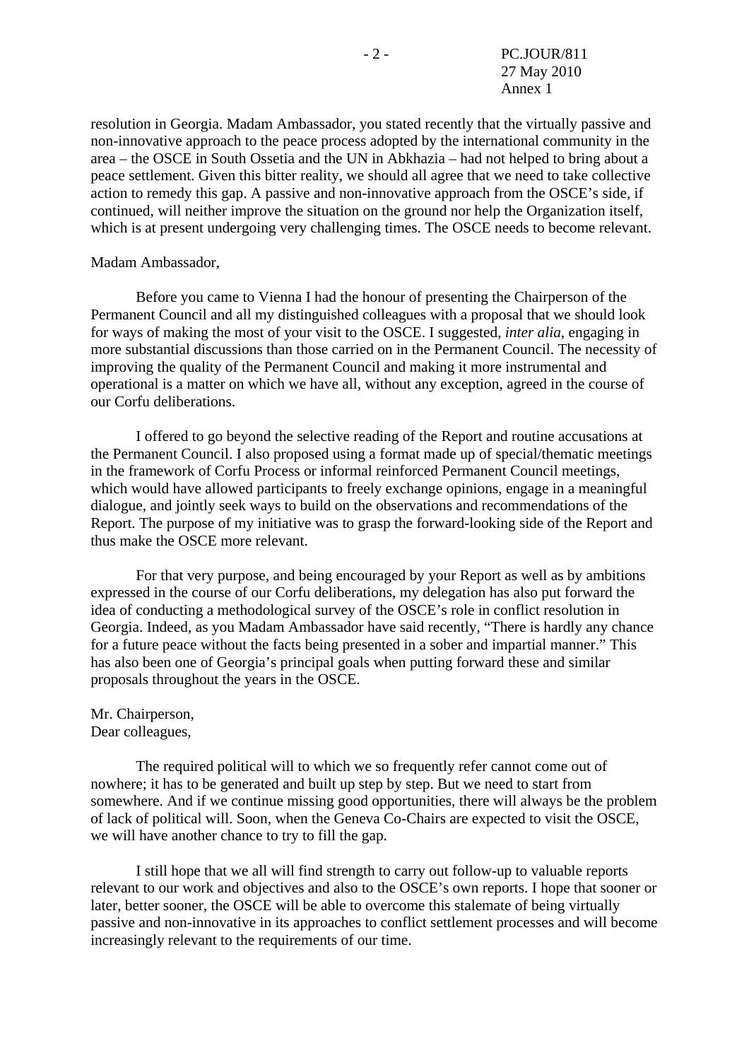resolution in Georgia. Madam Ambassador, you stated recently that the virtually passive and non-innovative approach to the peace process adopted by the international community in the area – the OSCE in South Ossetia and the UN in Abkhazia – had not helped to bring about a peace settlement. Given this bitter reality, we should all agree that we need to take collective action to remedy this gap. A passive and non-innovative approach from the OSCE's side, if continued, will neither improve the situation on the ground nor help the Organization itself, which is at present undergoing very challenging times. The OSCE needs to become relevant.

Madam Ambassador,

Before you came to Vienna I had the honour of presenting the Chairperson of the Permanent Council and all my distinguished colleagues with a proposal that we should look for ways of making the most of your visit to the OSCE. I suggested, *inter alia*, engaging in more substantial discussions than those carried on in the Permanent Council. The necessity of improving the quality of the Permanent Council and making it more instrumental and operational is a matter on which we have all, without any exception, agreed in the course of our Corfu deliberations.

I offered to go beyond the selective reading of the Report and routine accusations at the Permanent Council. I also proposed using a format made up of special/thematic meetings in the framework of Corfu Process or informal reinforced Permanent Council meetings, which would have allowed participants to freely exchange opinions, engage in a meaningful dialogue, and jointly seek ways to build on the observations and recommendations of the Report. The purpose of my initiative was to grasp the forward-looking side of the Report and thus make the OSCE more relevant.

For that very purpose, and being encouraged by your Report as well as by ambitions expressed in the course of our Corfu deliberations, my delegation has also put forward the idea of conducting a methodological survey of the OSCE's role in conflict resolution in Georgia. Indeed, as you Madam Ambassador have said recently, "There is hardly any chance for a future peace without the facts being presented in a sober and impartial manner." This has also been one of Georgia's principal goals when putting forward these and similar proposals throughout the years in the OSCE.

Mr. Chairperson,
Dear colleagues,

The required political will to which we so frequently refer cannot come out of nowhere; it has to be generated and built up step by step. But we need to start from somewhere. And if we continue missing good opportunities, there will always be the problem of lack of political will. Soon, when the Geneva Co-Chairs are expected to visit the OSCE, we will have another chance to try to fill the gap.

I still hope that we all will find strength to carry out follow-up to valuable reports relevant to our work and objectives and also to the OSCE's own reports. I hope that sooner or later, better sooner, the OSCE will be able to overcome this stalemate of being virtually passive and non-innovative in its approaches to conflict settlement processes and will become increasingly relevant to the requirements of our time.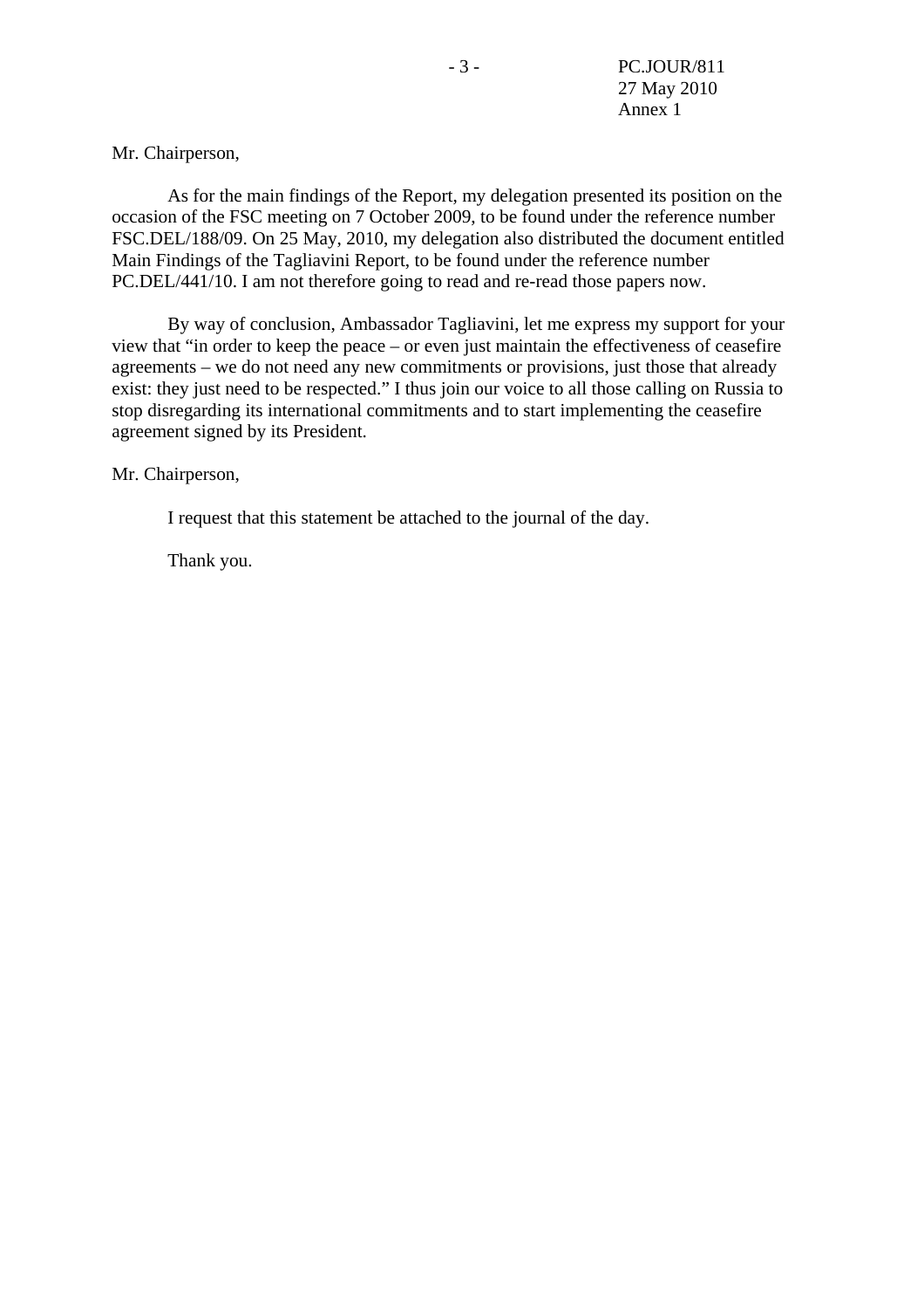Mr. Chairperson,

As for the main findings of the Report, my delegation presented its position on the occasion of the FSC meeting on 7 October 2009, to be found under the reference number FSC.DEL/188/09. On 25 May, 2010, my delegation also distributed the document entitled Main Findings of the Tagliavini Report, to be found under the reference number PC.DEL/441/10. I am not therefore going to read and re-read those papers now.

By way of conclusion, Ambassador Tagliavini, let me express my support for your view that "in order to keep the peace – or even just maintain the effectiveness of ceasefire agreements – we do not need any new commitments or provisions, just those that already exist: they just need to be respected." I thus join our voice to all those calling on Russia to stop disregarding its international commitments and to start implementing the ceasefire agreement signed by its President.

Mr. Chairperson,

I request that this statement be attached to the journal of the day.

Thank you.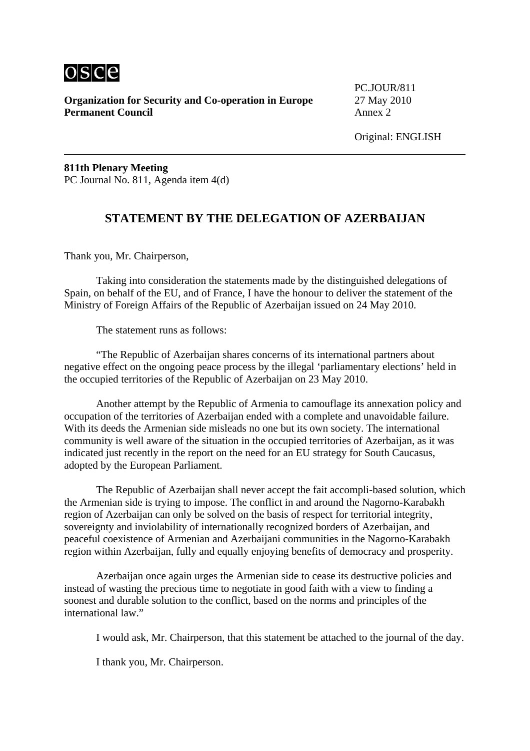osce

**Organization for Security and Co-operation in Europe**
**Permanent Council**

PC.JOUR/811
27 May 2010
Annex 2

Original: ENGLISH

**811th Plenary Meeting**
PC Journal No. 811, Agenda item 4(d)

## STATEMENT BY THE DELEGATION OF AZERBAIJAN

Thank you, Mr. Chairperson,

Taking into consideration the statements made by the distinguished delegations of Spain, on behalf of the EU, and of France, I have the honour to deliver the statement of the Ministry of Foreign Affairs of the Republic of Azerbaijan issued on 24 May 2010.

The statement runs as follows:

"The Republic of Azerbaijan shares concerns of its international partners about negative effect on the ongoing peace process by the illegal 'parliamentary elections' held in the occupied territories of the Republic of Azerbaijan on 23 May 2010.

Another attempt by the Republic of Armenia to camouflage its annexation policy and occupation of the territories of Azerbaijan ended with a complete and unavoidable failure. With its deeds the Armenian side misleads no one but its own society. The international community is well aware of the situation in the occupied territories of Azerbaijan, as it was indicated just recently in the report on the need for an EU strategy for South Caucasus, adopted by the European Parliament.

The Republic of Azerbaijan shall never accept the fait accompli-based solution, which the Armenian side is trying to impose. The conflict in and around the Nagorno-Karabakh region of Azerbaijan can only be solved on the basis of respect for territorial integrity, sovereignty and inviolability of internationally recognized borders of Azerbaijan, and peaceful coexistence of Armenian and Azerbaijani communities in the Nagorno-Karabakh region within Azerbaijan, fully and equally enjoying benefits of democracy and prosperity.

Azerbaijan once again urges the Armenian side to cease its destructive policies and instead of wasting the precious time to negotiate in good faith with a view to finding a soonest and durable solution to the conflict, based on the norms and principles of the international law."

I would ask, Mr. Chairperson, that this statement be attached to the journal of the day.

I thank you, Mr. Chairperson.